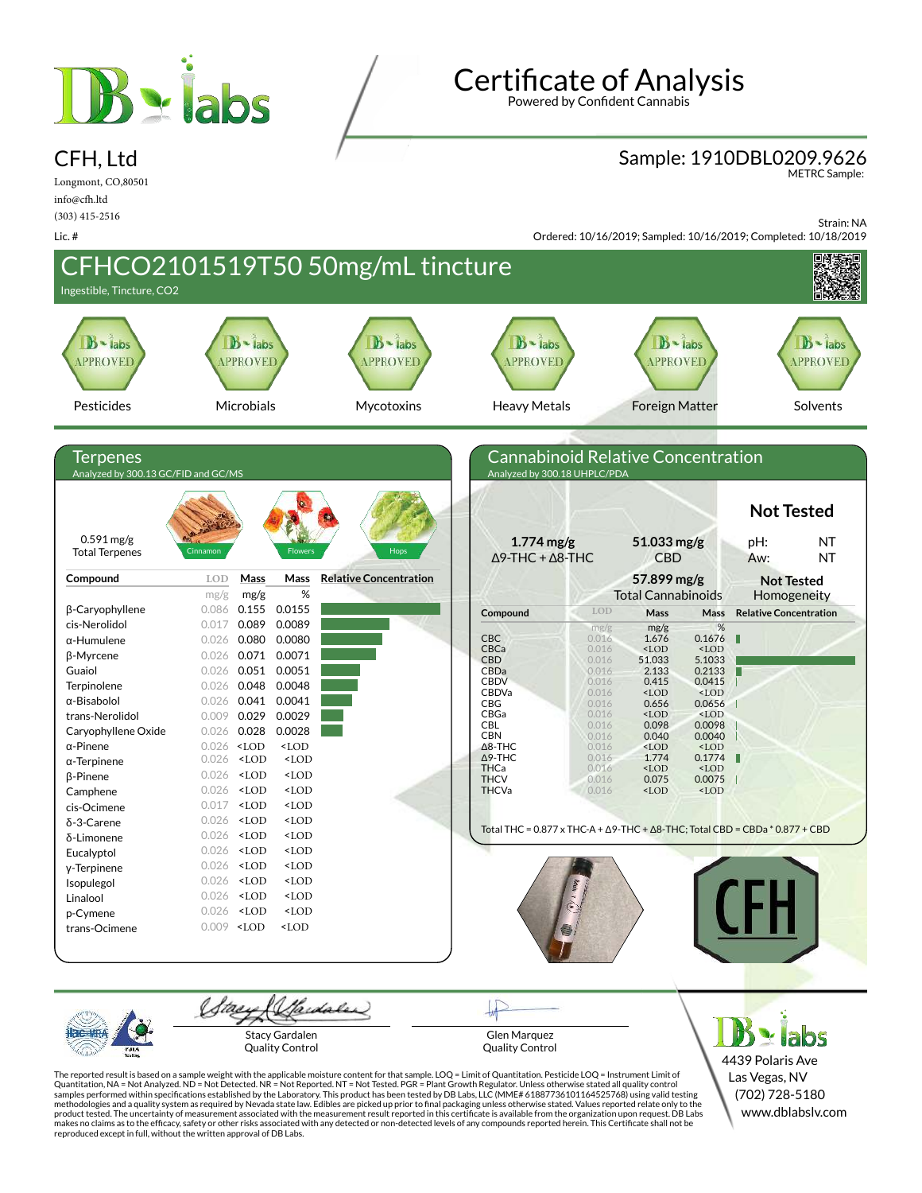# Certificate of Analysis

Powered by Confident Cannabis

**CFH, Ltd**

Longmont, CO,80501
info@cfh.ltd
(303) 415-2516
Lic. #

**Sample: 1910DBL0209.9626**
METRC Sample:

Strain: NA
Ordered: 10/16/2019; Sampled: 10/16/2019; Completed: 10/18/2019

## CFHCO2101519T50 50mg/mL tincture

Ingestible, Tincture, CO2

| Pesticides | Microbials | Mycotoxins | Heavy Metals | Foreign Matter | Solvents |
|---|---|---|---|---|---|
| APPROVED | APPROVED | APPROVED | APPROVED | APPROVED | APPROVED |

## Terpenes

Analyzed by 300.13 GC/FID and GC/MS

0.591 mg/g
Total Terpenes

Cinnamon | Flowers | Hops

| Compound | LOD mg/g | Mass mg/g | Mass % |
|---|---|---|---|
| β-Caryophyllene | 0.086 | 0.155 | 0.0155 |
| cis-Nerolidol | 0.017 | 0.089 | 0.0089 |
| α-Humulene | 0.026 | 0.080 | 0.0080 |
| β-Myrcene | 0.026 | 0.071 | 0.0071 |
| Guaiol | 0.026 | 0.051 | 0.0051 |
| Terpinolene | 0.026 | 0.048 | 0.0048 |
| α-Bisabolol | 0.026 | 0.041 | 0.0041 |
| trans-Nerolidol | 0.009 | 0.029 | 0.0029 |
| Caryophyllene Oxide | 0.026 | 0.028 | 0.0028 |
| α-Pinene | 0.026 | <LOD | <LOD |
| α-Terpinene | 0.026 | <LOD | <LOD |
| β-Pinene | 0.026 | <LOD | <LOD |
| Camphene | 0.026 | <LOD | <LOD |
| cis-Ocimene | 0.017 | <LOD | <LOD |
| δ-3-Carene | 0.026 | <LOD | <LOD |
| δ-Limonene | 0.026 | <LOD | <LOD |
| Eucalyptol | 0.026 | <LOD | <LOD |
| γ-Terpinene | 0.026 | <LOD | <LOD |
| Isopulegol | 0.026 | <LOD | <LOD |
| Linalool | 0.026 | <LOD | <LOD |
| p-Cymene | 0.026 | <LOD | <LOD |
| trans-Ocimene | 0.009 | <LOD | <LOD |

## Cannabinoid Relative Concentration

Analyzed by 300.18 UHPLC/PDA

**1.774 mg/g** Δ9-THC + Δ8-THC

**51.033 mg/g** CBD

**57.899 mg/g** Total Cannabinoids

**Not Tested**
pH: NT
Aw: NT

**Not Tested** Homogeneity

| Compound | LOD mg/g | Mass mg/g | Mass % |
|---|---|---|---|
| CBC | 0.016 | 1.676 | 0.1676 |
| CBCa | 0.016 | <LOD | <LOD |
| CBD | 0.016 | 51.033 | 5.1033 |
| CBDa | 0.016 | 2.133 | 0.2133 |
| CBDV | 0.016 | 0.415 | 0.0415 |
| CBDVa | 0.016 | <LOD | <LOD |
| CBG | 0.016 | 0.656 | 0.0656 |
| CBGa | 0.016 | <LOD | <LOD |
| CBL | 0.016 | 0.098 | 0.0098 |
| CBN | 0.016 | 0.040 | 0.0040 |
| Δ8-THC | 0.016 | <LOD | <LOD |
| Δ9-THC | 0.016 | 1.774 | 0.1774 |
| THCa | 0.016 | <LOD | <LOD |
| THCV | 0.016 | 0.075 | 0.0075 |
| THCVa | 0.016 | <LOD | <LOD |

Total THC = 0.877 x THC-A + Δ9-THC + Δ8-THC; Total CBD = CBDa * 0.877 + CBD

Stacy Gardalen
Quality Control

Glen Marquez
Quality Control

DB labs
4439 Polaris Ave
Las Vegas, NV
(702) 728-5180
www.dblabslv.com

The reported result is based on a sample weight with the applicable moisture content for that sample. LOQ = Limit of Quantitation. Pesticide LOQ = Instrument Limit of Quantitation, NA = Not Analyzed. ND = Not Detected. NR = Not Reported. NT = Not Tested. PGR = Plant Growth Regulator. Unless otherwise stated all quality control samples performed within specifications established by the Laboratory. This product has been tested by DB Labs, LLC (MME# 61887736101164525768) using valid testing methodologies and a quality system as required by Nevada state law. Edibles are picked up prior to final packaging unless otherwise stated. Values reported relate only to the product tested. The uncertainty of measurement associated with the measurement result reported in this certificate is available from the organization upon request. DB Labs makes no claims as to the efficacy, safety or other risks associated with any detected or non-detected levels of any compounds reported herein. This Certificate shall not be reproduced except in full, without the written approval of DB Labs.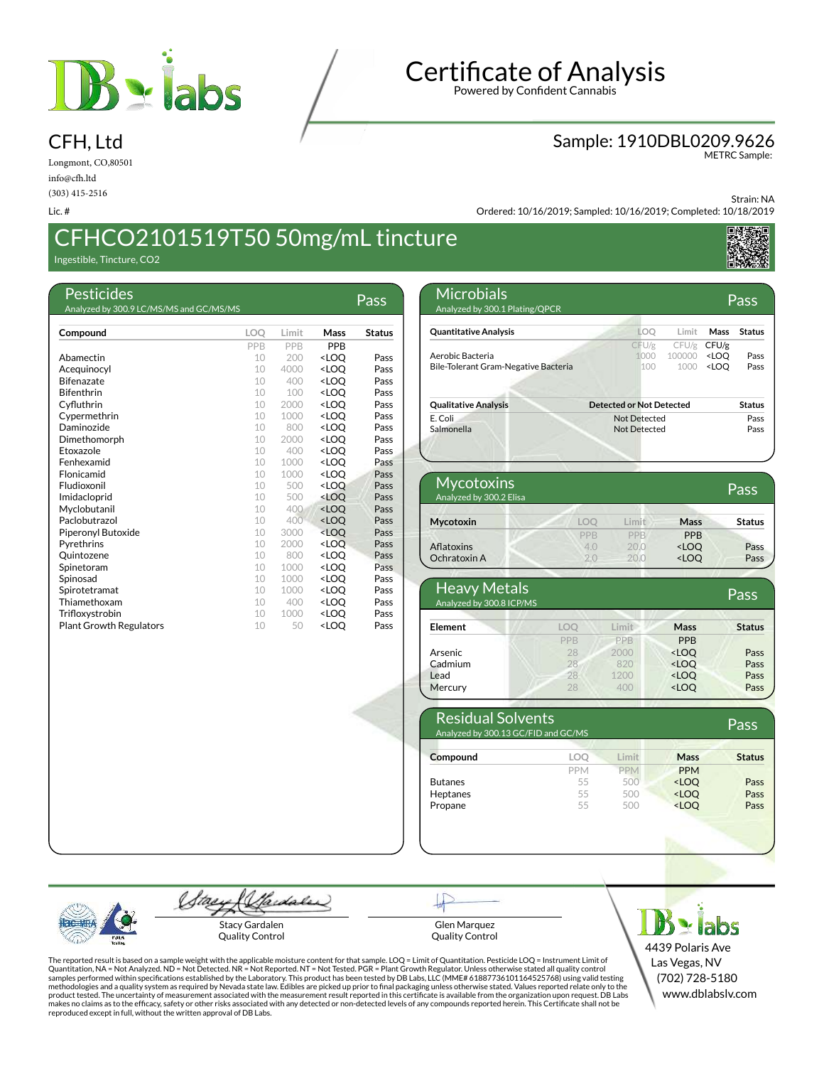# Certificate of Analysis

Powered by Confident Cannabis

## CFH, Ltd

Longmont, CO,80501
info@cfh.ltd
(303) 415-2516

Lic. #

## Sample: 1910DBL0209.9626

METRC Sample:

Strain: NA

Ordered: 10/16/2019; Sampled: 10/16/2019; Completed: 10/18/2019

# CFHCO2101519T50 50mg/mL tincture

Ingestible, Tincture, CO2

## Pesticides — Pass

Analyzed by 300.9 LC/MS/MS and GC/MS/MS

| Compound | LOQ | Limit | Mass | Status |
|---|---|---|---|---|
| | PPB | PPB | PPB | |
| Abamectin | 10 | 200 | <LOQ | Pass |
| Acequinocyl | 10 | 4000 | <LOQ | Pass |
| Bifenazate | 10 | 400 | <LOQ | Pass |
| Bifenthrin | 10 | 100 | <LOQ | Pass |
| Cyfluthrin | 10 | 2000 | <LOQ | Pass |
| Cypermethrin | 10 | 1000 | <LOQ | Pass |
| Daminozide | 10 | 800 | <LOQ | Pass |
| Dimethomorph | 10 | 2000 | <LOQ | Pass |
| Etoxazole | 10 | 400 | <LOQ | Pass |
| Fenhexamid | 10 | 1000 | <LOQ | Pass |
| Flonicamid | 10 | 1000 | <LOQ | Pass |
| Fludioxonil | 10 | 500 | <LOQ | Pass |
| Imidacloprid | 10 | 500 | <LOQ | Pass |
| Myclobutanil | 10 | 400 | <LOQ | Pass |
| Paclobutrazol | 10 | 400 | <LOQ | Pass |
| Piperonyl Butoxide | 10 | 3000 | <LOQ | Pass |
| Pyrethrins | 10 | 2000 | <LOQ | Pass |
| Quintozene | 10 | 800 | <LOQ | Pass |
| Spinetoram | 10 | 1000 | <LOQ | Pass |
| Spinosad | 10 | 1000 | <LOQ | Pass |
| Spirotetramat | 10 | 1000 | <LOQ | Pass |
| Thiamethoxam | 10 | 400 | <LOQ | Pass |
| Trifloxystrobin | 10 | 1000 | <LOQ | Pass |
| Plant Growth Regulators | 10 | 50 | <LOQ | Pass |

## Microbials — Pass

Analyzed by 300.1 Plating/QPCR

| Quantitative Analysis | LOQ | Limit | Mass | Status |
|---|---|---|---|---|
| | CFU/g | CFU/g | CFU/g | |
| Aerobic Bacteria | 1000 | 100000 | <LOQ | Pass |
| Bile-Tolerant Gram-Negative Bacteria | 100 | 1000 | <LOQ | Pass |

| Qualitative Analysis | Detected or Not Detected | Status |
|---|---|---|
| E. Coli | Not Detected | Pass |
| Salmonella | Not Detected | Pass |

## Mycotoxins — Pass

Analyzed by 300.2 Elisa

| Mycotoxin | LOQ | Limit | Mass | Status |
|---|---|---|---|---|
| | PPB | PPB | PPB | |
| Aflatoxins | 4.0 | 20.0 | <LOQ | Pass |
| Ochratoxin A | 2.0 | 20.0 | <LOQ | Pass |

## Heavy Metals — Pass

Analyzed by 300.8 ICP/MS

| Element | LOQ | Limit | Mass | Status |
|---|---|---|---|---|
| | PPB | PPB | PPB | |
| Arsenic | 28 | 2000 | <LOQ | Pass |
| Cadmium | 28 | 820 | <LOQ | Pass |
| Lead | 28 | 1200 | <LOQ | Pass |
| Mercury | 28 | 400 | <LOQ | Pass |

## Residual Solvents — Pass

Analyzed by 300.13 GC/FID and GC/MS

| Compound | LOQ | Limit | Mass | Status |
|---|---|---|---|---|
| | PPM | PPM | PPM | |
| Butanes | 55 | 500 | <LOQ | Pass |
| Heptanes | 55 | 500 | <LOQ | Pass |
| Propane | 55 | 500 | <LOQ | Pass |

Stacy Gardalen
Quality Control

Glen Marquez
Quality Control

DB labs
4439 Polaris Ave
Las Vegas, NV
(702) 728-5180
www.dblabslv.com

The reported result is based on a sample weight with the applicable moisture content for that sample. LOQ = Limit of Quantitation. Pesticide LOQ = Instrument Limit of Quantitation, NA = Not Analyzed. ND = Not Detected. NR = Not Reported. NT = Not Tested. PGR = Plant Growth Regulator. Unless otherwise stated all quality control samples performed within specifications established by the Laboratory. This product has been tested by DB Labs, LLC (MME# 61887736101164525768) using valid testing methodologies and a quality system as required by Nevada state law. Edibles are picked up prior to final packaging unless otherwise stated. Values reported relate only to the product tested. The uncertainty of measurement associated with the measurement result reported in this certificate is available from the organization upon request. DB Labs makes no claims as to the efficacy, safety or other risks associated with any detected or non-detected levels of any compounds reported herein. This Certificate shall not be reproduced except in full, without the written approval of DB Labs.